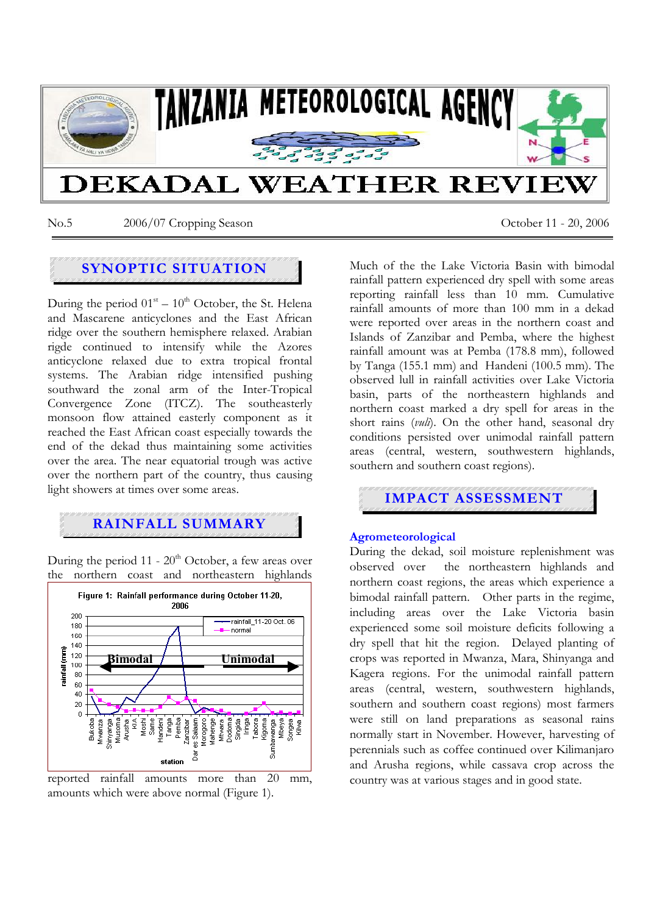# TANZANIA METEOROLOGICAL AGENCY

# DEKADAL WEATHER REVIEW

No.5 2006/07 Cropping Season October 11 - 20, 2006

## SYNOPTIC SITUATION

During the period 01st – 10th October, the St. Helena and Mascarene anticyclones and the East African ridge over the southern hemisphere relaxed. Arabian rigde continued to intensify while the Azores anticyclone relaxed due to extra tropical frontal systems. The Arabian ridge intensified pushing southward the zonal arm of the Inter-Tropical Convergence Zone (ITCZ). The southeasterly monsoon flow attained easterly component as it reached the East African coast especially towards the end of the dekad thus maintaining some activities over the area. The near equatorial trough was active over the northern part of the country, thus causing light showers at times over some areas.

## RAINFALL SUMMARY

During the period 11 - 20th October, a few areas over the northern coast and northeastern highlands reported rainfall amounts more than 20 mm, amounts which were above normal (Figure 1).

Figure 1: Rainfall performance during October 11-20, 2006

Much of the the Lake Victoria Basin with bimodal rainfall pattern experienced dry spell with some areas reporting rainfall less than 10 mm. Cumulative rainfall amounts of more than 100 mm in a dekad were reported over areas in the northern coast and Islands of Zanzibar and Pemba, where the highest rainfall amount was at Pemba (178.8 mm), followed by Tanga (155.1 mm) and Handeni (100.5 mm). The observed lull in rainfall activities over Lake Victoria basin, parts of the northeastern highlands and northern coast marked a dry spell for areas in the short rains (*vuli*). On the other hand, seasonal dry conditions persisted over unimodal rainfall pattern areas (central, western, southwestern highlands, southern and southern coast regions).

## IMPACT ASSESSMENT

### Agrometeorological

During the dekad, soil moisture replenishment was observed over the northeastern highlands and northern coast regions, the areas which experience a bimodal rainfall pattern. Other parts in the regime, including areas over the Lake Victoria basin experienced some soil moisture deficits following a dry spell that hit the region. Delayed planting of crops was reported in Mwanza, Mara, Shinyanga and Kagera regions. For the unimodal rainfall pattern areas (central, western, southwestern highlands, southern and southern coast regions) most farmers were still on land preparations as seasonal rains normally start in November. However, harvesting of perennials such as coffee continued over Kilimanjaro and Arusha regions, while cassava crop across the country was at various stages and in good state.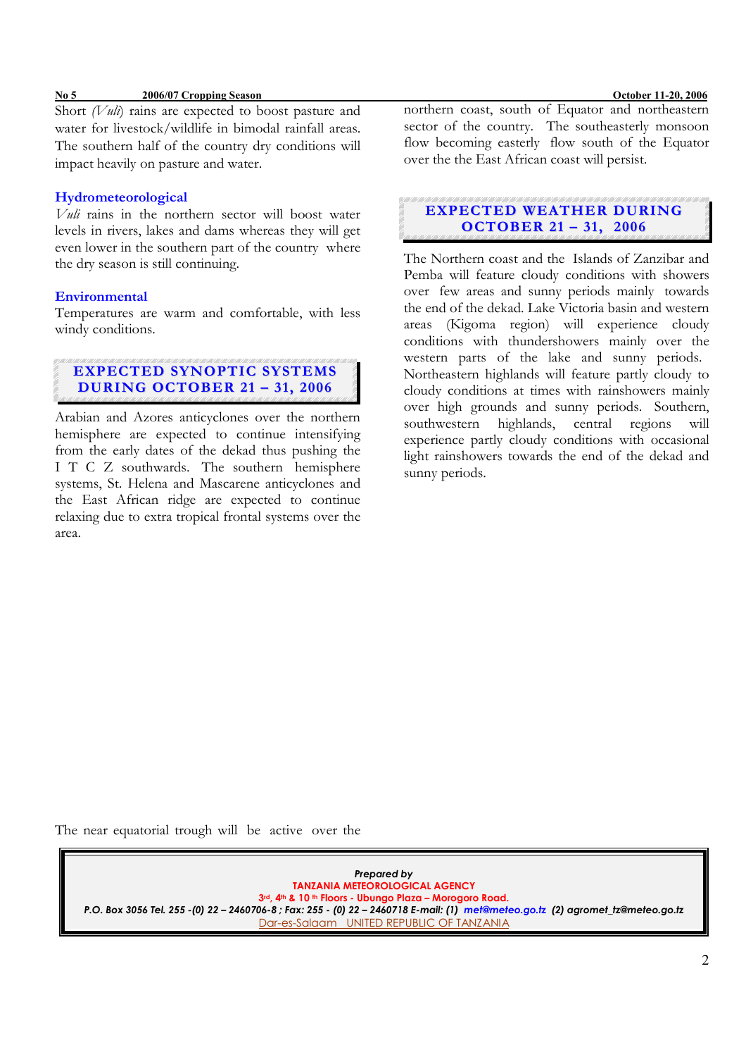Short (*Vuli*) rains are expected to boost pasture and water for livestock/wildlife in bimodal rainfall areas. The southern half of the country dry conditions will impact heavily on pasture and water.

### Hydrometeorological

*Vuli* rains in the northern sector will boost water levels in rivers, lakes and dams whereas they will get even lower in the southern part of the country where the dry season is still continuing.

### Environmental

Temperatures are warm and comfortable, with less windy conditions.

## EXPECTED SYNOPTIC SYSTEMS DURING OCTOBER 21 – 31, 2006

Arabian and Azores anticyclones over the northern hemisphere are expected to continue intensifying from the early dates of the dekad thus pushing the I T C Z southwards. The southern hemisphere systems, St. Helena and Mascarene anticyclones and the East African ridge are expected to continue relaxing due to extra tropical frontal systems over the area.

The near equatorial trough will be active over the northern coast, south of Equator and northeastern sector of the country. The southeasterly monsoon flow becoming easterly flow south of the Equator over the the East African coast will persist.

## EXPECTED WEATHER DURING OCTOBER 21 – 31, 2006

The Northern coast and the Islands of Zanzibar and Pemba will feature cloudy conditions with showers over few areas and sunny periods mainly towards the end of the dekad. Lake Victoria basin and western areas (Kigoma region) will experience cloudy conditions with thundershowers mainly over the western parts of the lake and sunny periods. Northeastern highlands will feature partly cloudy to cloudy conditions at times with rainshowers mainly over high grounds and sunny periods. Southern, southwestern highlands, central regions will experience partly cloudy conditions with occasional light rainshowers towards the end of the dekad and sunny periods.

*Prepared by*
**TANZANIA METEOROLOGICAL AGENCY**
**3rd, 4th & 10th Floors - Ubungo Plaza – Morogoro Road.**
***P.O. Box 3056 Tel. 255 -(0) 22 – 2460706-8 ; Fax: 255 - (0) 22 – 2460718 E-mail: (1) met@meteo.go.tz (2) agromet_tz@meteo.go.tz***
Dar-es-Salaam UNITED REPUBLIC OF TANZANIA